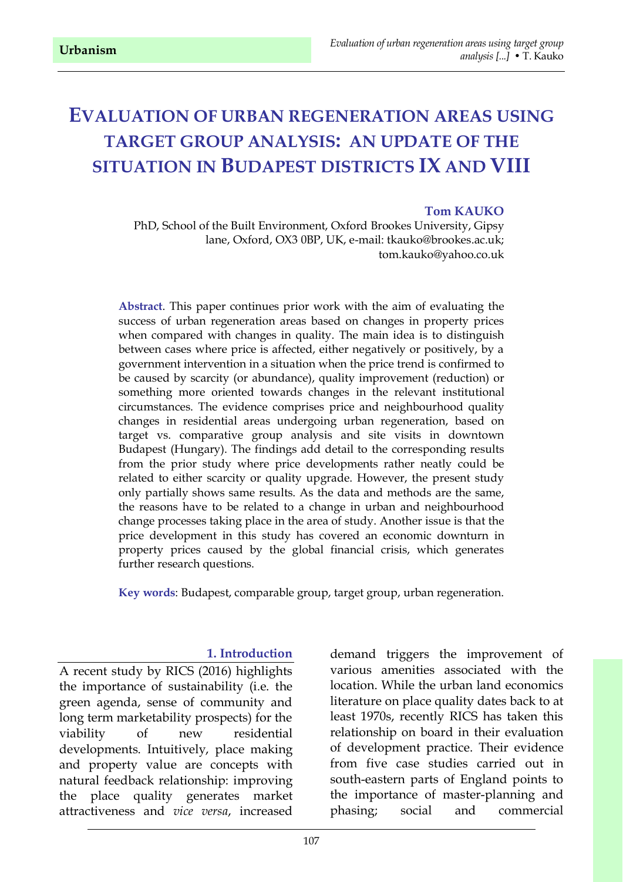# EVALUATION OF URBAN REGENERATION AREAS USING TARGET GROUP ANALYSIS: AN UPDATE OF THE SITUATION IN BUDAPEST DISTRICTS IX AND VIII

**Tom KAUKO**

PhD, School of the Built Environment, Oxford Brookes University, Gipsy lane, Oxford, OX3 0BP, UK, e-mail: tkauko@brookes.ac.uk; tom.kauko@yahoo.co.uk

**Abstract**. This paper continues prior work with the aim of evaluating the success of urban regeneration areas based on changes in property prices when compared with changes in quality. The main idea is to distinguish between cases where price is affected, either negatively or positively, by a government intervention in a situation when the price trend is confirmed to be caused by scarcity (or abundance), quality improvement (reduction) or something more oriented towards changes in the relevant institutional circumstances. The evidence comprises price and neighbourhood quality changes in residential areas undergoing urban regeneration, based on target vs. comparative group analysis and site visits in downtown Budapest (Hungary). The findings add detail to the corresponding results from the prior study where price developments rather neatly could be related to either scarcity or quality upgrade. However, the present study only partially shows same results. As the data and methods are the same, the reasons have to be related to a change in urban and neighbourhood change processes taking place in the area of study. Another issue is that the price development in this study has covered an economic downturn in property prices caused by the global financial crisis, which generates further research questions.

**Key words**: Budapest, comparable group, target group, urban regeneration.

## 1. Introduction

A recent study by RICS (2016) highlights the importance of sustainability (i.e. the green agenda, sense of community and long term marketability prospects) for the viability of new residential developments. Intuitively, place making and property value are concepts with natural feedback relationship: improving the place quality generates market attractiveness and *vice versa*, increased demand triggers the improvement of various amenities associated with the location. While the urban land economics literature on place quality dates back to at least 1970s, recently RICS has taken this relationship on board in their evaluation of development practice. Their evidence from five case studies carried out in south-eastern parts of England points to the importance of master-planning and phasing; social and commercial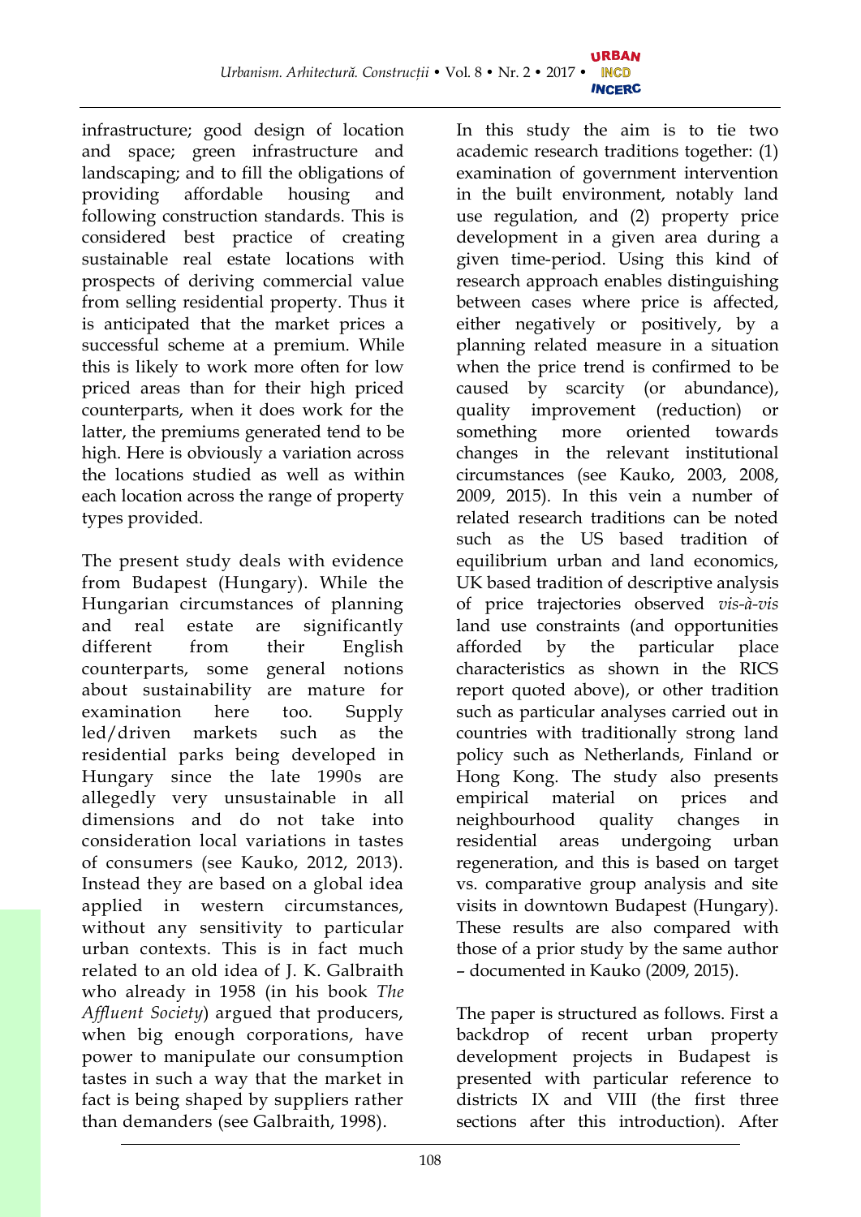infrastructure; good design of location and space; green infrastructure and landscaping; and to fill the obligations of providing affordable housing and following construction standards. This is considered best practice of creating sustainable real estate locations with prospects of deriving commercial value from selling residential property. Thus it is anticipated that the market prices a successful scheme at a premium. While this is likely to work more often for low priced areas than for their high priced counterparts, when it does work for the latter, the premiums generated tend to be high. Here is obviously a variation across the locations studied as well as within each location across the range of property types provided.

The present study deals with evidence from Budapest (Hungary). While the Hungarian circumstances of planning and real estate are significantly different from their English counterparts, some general notions about sustainability are mature for examination here too. Supply led/driven markets such as the residential parks being developed in Hungary since the late 1990s are allegedly very unsustainable in all dimensions and do not take into consideration local variations in tastes of consumers (see Kauko, 2012, 2013). Instead they are based on a global idea applied in western circumstances, without any sensitivity to particular urban contexts. This is in fact much related to an old idea of J. K. Galbraith who already in 1958 (in his book *The Affluent Society*) argued that producers, when big enough corporations, have power to manipulate our consumption tastes in such a way that the market in fact is being shaped by suppliers rather than demanders (see Galbraith, 1998).

In this study the aim is to tie two academic research traditions together: (1) examination of government intervention in the built environment, notably land use regulation, and (2) property price development in a given area during a given time-period. Using this kind of research approach enables distinguishing between cases where price is affected, either negatively or positively, by a planning related measure in a situation when the price trend is confirmed to be caused by scarcity (or abundance), quality improvement (reduction) or something more oriented towards changes in the relevant institutional circumstances (see Kauko, 2003, 2008, 2009, 2015). In this vein a number of related research traditions can be noted such as the US based tradition of equilibrium urban and land economics, UK based tradition of descriptive analysis of price trajectories observed *vis-à-vis* land use constraints (and opportunities afforded by the particular place characteristics as shown in the RICS report quoted above), or other tradition such as particular analyses carried out in countries with traditionally strong land policy such as Netherlands, Finland or Hong Kong. The study also presents empirical material on prices and neighbourhood quality changes in residential areas undergoing urban regeneration, and this is based on target vs. comparative group analysis and site visits in downtown Budapest (Hungary). These results are also compared with those of a prior study by the same author – documented in Kauko (2009, 2015).

The paper is structured as follows. First a backdrop of recent urban property development projects in Budapest is presented with particular reference to districts IX and VIII (the first three sections after this introduction). After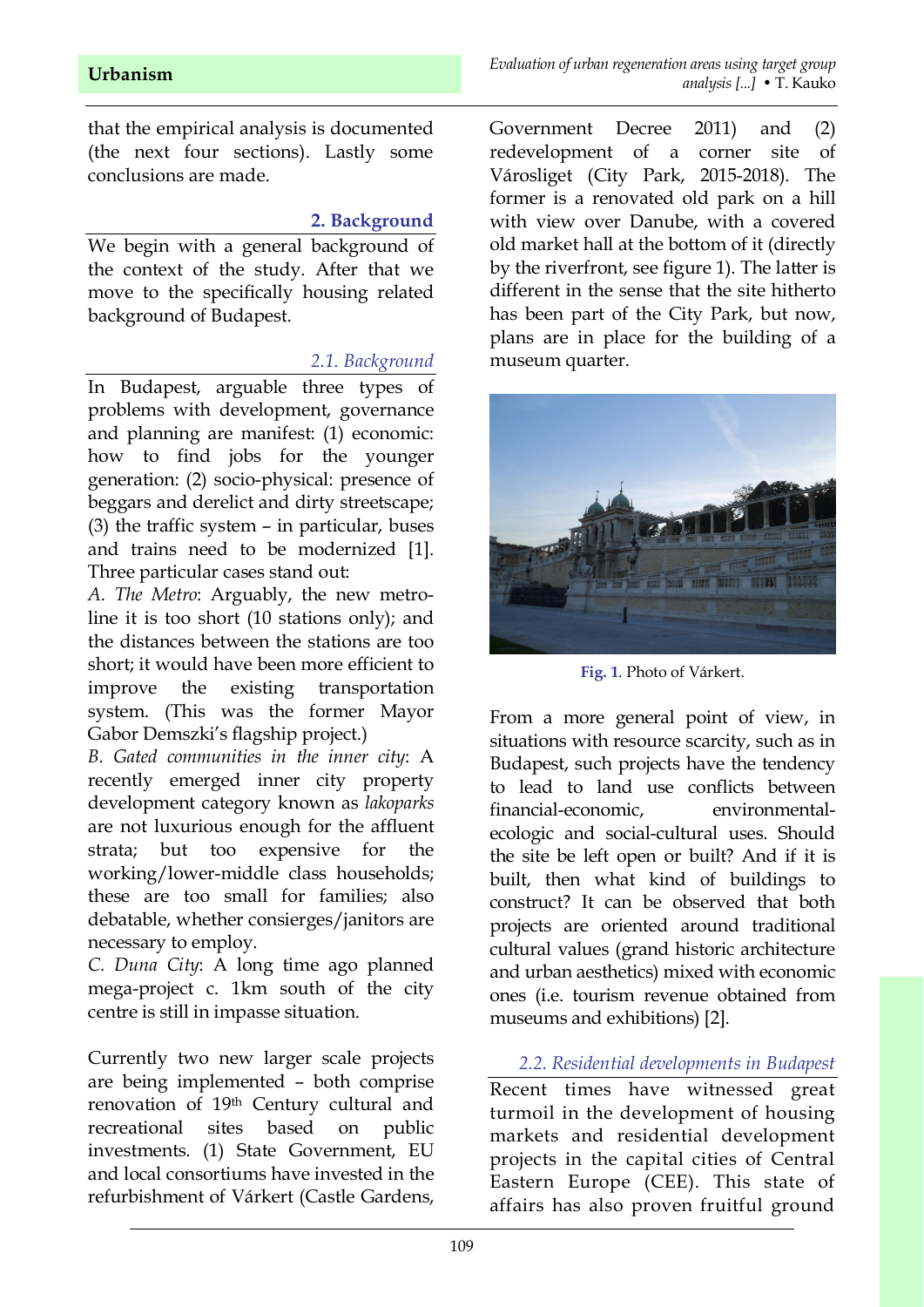that the empirical analysis is documented (the next four sections). Lastly some conclusions are made.

## 2. Background

We begin with a general background of the context of the study. After that we move to the specifically housing related background of Budapest.

### 2.1. Background

In Budapest, arguable three types of problems with development, governance and planning are manifest: (1) economic: how to find jobs for the younger generation: (2) socio-physical: presence of beggars and derelict and dirty streetscape; (3) the traffic system – in particular, buses and trains need to be modernized [1]. Three particular cases stand out:

*A. The Metro*: Arguably, the new metro-line it is too short (10 stations only); and the distances between the stations are too short; it would have been more efficient to improve the existing transportation system. (This was the former Mayor Gabor Demszki's flagship project.)

*B. Gated communities in the inner city*: A recently emerged inner city property development category known as *lakoparks* are not luxurious enough for the affluent strata; but too expensive for the working/lower-middle class households; these are too small for families; also debatable, whether consierges/janitors are necessary to employ.

*C. Duna City*: A long time ago planned mega-project c. 1km south of the city centre is still in impasse situation.

Currently two new larger scale projects are being implemented – both comprise renovation of 19th Century cultural and recreational sites based on public investments. (1) State Government, EU and local consortiums have invested in the refurbishment of Várkert (Castle Gardens, Government Decree 2011) and (2) redevelopment of a corner site of Városliget (City Park, 2015-2018). The former is a renovated old park on a hill with view over Danube, with a covered old market hall at the bottom of it (directly by the riverfront, see figure 1). The latter is different in the sense that the site hitherto has been part of the City Park, but now, plans are in place for the building of a museum quarter.

**Fig. 1**. Photo of Várkert.

From a more general point of view, in situations with resource scarcity, such as in Budapest, such projects have the tendency to lead to land use conflicts between financial-economic, environmental-ecologic and social-cultural uses. Should the site be left open or built? And if it is built, then what kind of buildings to construct? It can be observed that both projects are oriented around traditional cultural values (grand historic architecture and urban aesthetics) mixed with economic ones (i.e. tourism revenue obtained from museums and exhibitions) [2].

### 2.2. Residential developments in Budapest

Recent times have witnessed great turmoil in the development of housing markets and residential development projects in the capital cities of Central Eastern Europe (CEE). This state of affairs has also proven fruitful ground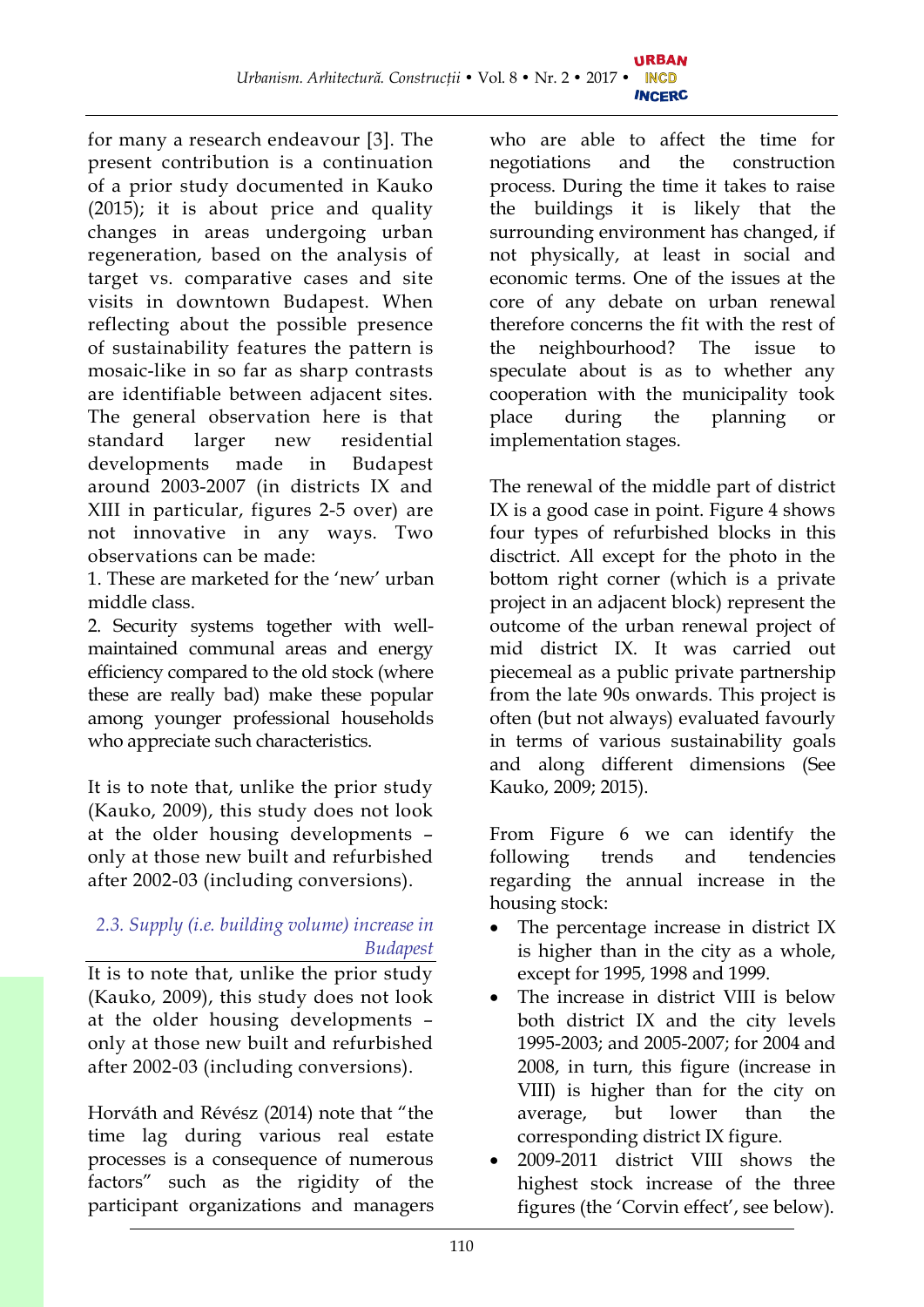for many a research endeavour [3]. The present contribution is a continuation of a prior study documented in Kauko (2015); it is about price and quality changes in areas undergoing urban regeneration, based on the analysis of target vs. comparative cases and site visits in downtown Budapest. When reflecting about the possible presence of sustainability features the pattern is mosaic-like in so far as sharp contrasts are identifiable between adjacent sites. The general observation here is that standard larger new residential developments made in Budapest around 2003-2007 (in districts IX and XIII in particular, figures 2-5 over) are not innovative in any ways. Two observations can be made:

1. These are marketed for the 'new' urban middle class.
2. Security systems together with well-maintained communal areas and energy efficiency compared to the old stock (where these are really bad) make these popular among younger professional households who appreciate such characteristics.

It is to note that, unlike the prior study (Kauko, 2009), this study does not look at the older housing developments – only at those new built and refurbished after 2002-03 (including conversions).

### *2.3. Supply (i.e. building volume) increase in Budapest*

It is to note that, unlike the prior study (Kauko, 2009), this study does not look at the older housing developments – only at those new built and refurbished after 2002-03 (including conversions).

Horváth and Révész (2014) note that "the time lag during various real estate processes is a consequence of numerous factors" such as the rigidity of the participant organizations and managers who are able to affect the time for negotiations and the construction process. During the time it takes to raise the buildings it is likely that the surrounding environment has changed, if not physically, at least in social and economic terms. One of the issues at the core of any debate on urban renewal therefore concerns the fit with the rest of the neighbourhood? The issue to speculate about is as to whether any cooperation with the municipality took place during the planning or implementation stages.

The renewal of the middle part of district IX is a good case in point. Figure 4 shows four types of refurbished blocks in this disctrict. All except for the photo in the bottom right corner (which is a private project in an adjacent block) represent the outcome of the urban renewal project of mid district IX. It was carried out piecemeal as a public private partnership from the late 90s onwards. This project is often (but not always) evaluated favourly in terms of various sustainability goals and along different dimensions (See Kauko, 2009; 2015).

From Figure 6 we can identify the following trends and tendencies regarding the annual increase in the housing stock:

- The percentage increase in district IX is higher than in the city as a whole, except for 1995, 1998 and 1999.
- The increase in district VIII is below both district IX and the city levels 1995-2003; and 2005-2007; for 2004 and 2008, in turn, this figure (increase in VIII) is higher than for the city on average, but lower than the corresponding district IX figure.
- 2009-2011 district VIII shows the highest stock increase of the three figures (the 'Corvin effect', see below).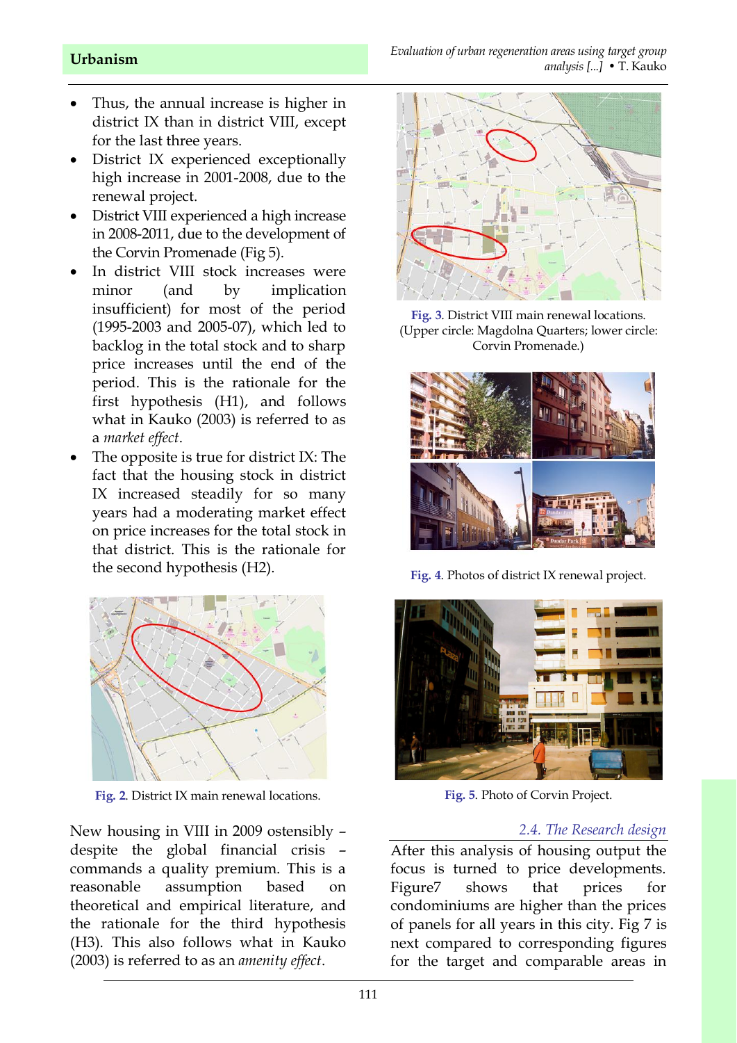- Thus, the annual increase is higher in district IX than in district VIII, except for the last three years.
- District IX experienced exceptionally high increase in 2001-2008, due to the renewal project.
- District VIII experienced a high increase in 2008-2011, due to the development of the Corvin Promenade (Fig 5).
- In district VIII stock increases were minor (and by implication insufficient) for most of the period (1995-2003 and 2005-07), which led to backlog in the total stock and to sharp price increases until the end of the period. This is the rationale for the first hypothesis (H1), and follows what in Kauko (2003) is referred to as a *market effect*.
- The opposite is true for district IX: The fact that the housing stock in district IX increased steadily for so many years had a moderating market effect on price increases for the total stock in that district. This is the rationale for the second hypothesis (H2).

**Fig. 2**. District IX main renewal locations.

New housing in VIII in 2009 ostensibly – despite the global financial crisis – commands a quality premium. This is a reasonable assumption based on theoretical and empirical literature, and the rationale for the third hypothesis (H3). This also follows what in Kauko (2003) is referred to as an *amenity effect*.

**Fig. 3**. District VIII main renewal locations. (Upper circle: Magdolna Quarters; lower circle: Corvin Promenade.)

**Fig. 4**. Photos of district IX renewal project.

**Fig. 5**. Photo of Corvin Project.

### *2.4. The Research design*

After this analysis of housing output the focus is turned to price developments. Figure7 shows that prices for condominiums are higher than the prices of panels for all years in this city. Fig 7 is next compared to corresponding figures for the target and comparable areas in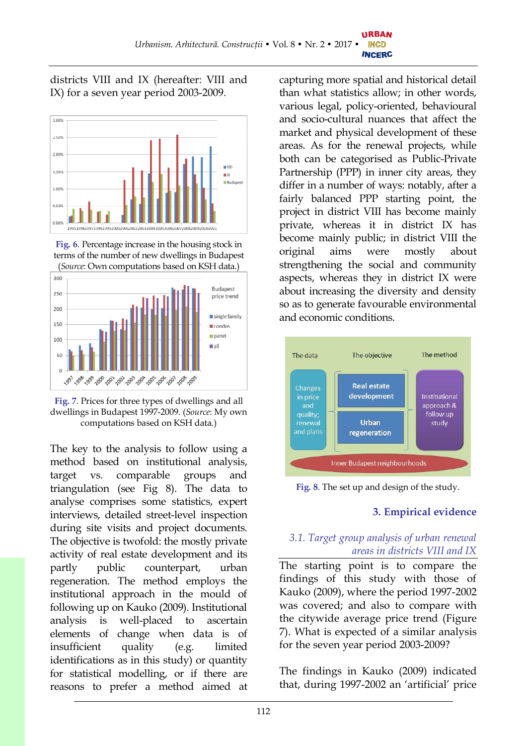districts VIII and IX (hereafter: VIII and IX) for a seven year period 2003-2009.

**Fig. 6.** Percentage increase in the housing stock in terms of the number of new dwellings in Budapest (*Source*: Own computations based on KSH data.)

**Fig. 7.** Prices for three types of dwellings and all dwellings in Budapest 1997-2009. (*Source*: My own computations based on KSH data.)

The key to the analysis to follow using a method based on institutional analysis, target vs. comparable groups and triangulation (see Fig 8). The data to analyse comprises some statistics, expert interviews, detailed street-level inspection during site visits and project documents. The objective is twofold: the mostly private activity of real estate development and its partly public counterpart, urban regeneration. The method employs the institutional approach in the mould of following up on Kauko (2009). Institutional analysis is well-placed to ascertain elements of change when data is of insufficient quality (e.g. limited identifications as in this study) or quantity for statistical modelling, or if there are reasons to prefer a method aimed at capturing more spatial and historical detail than what statistics allow; in other words, various legal, policy-oriented, behavioural and socio-cultural nuances that affect the market and physical development of these areas. As for the renewal projects, while both can be categorised as Public-Private Partnership (PPP) in inner city areas, they differ in a number of ways: notably, after a fairly balanced PPP starting point, the project in district VIII has become mainly private, whereas it in district IX has become mainly public; in district VIII the original aims were mostly about strengthening the social and community aspects, whereas they in district IX were about increasing the diversity and density so as to generate favourable environmental and economic conditions.

**Fig. 8.** The set up and design of the study.

## 3. Empirical evidence

### *3.1. Target group analysis of urban renewal areas in districts VIII and IX*

The starting point is to compare the findings of this study with those of Kauko (2009), where the period 1997-2002 was covered; and also to compare with the citywide average price trend (Figure 7). What is expected of a similar analysis for the seven year period 2003-2009?

The findings in Kauko (2009) indicated that, during 1997-2002 an 'artificial' price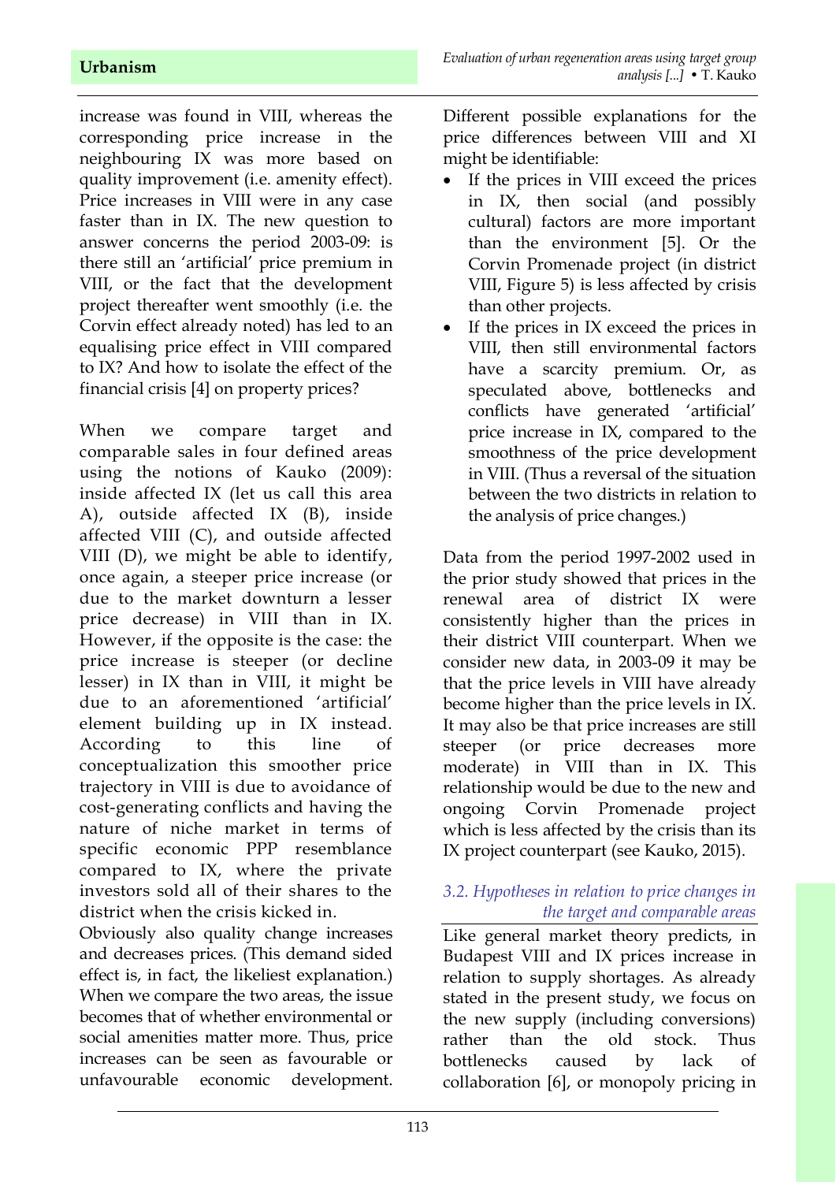increase was found in VIII, whereas the corresponding price increase in the neighbouring IX was more based on quality improvement (i.e. amenity effect). Price increases in VIII were in any case faster than in IX. The new question to answer concerns the period 2003-09: is there still an 'artificial' price premium in VIII, or the fact that the development project thereafter went smoothly (i.e. the Corvin effect already noted) has led to an equalising price effect in VIII compared to IX? And how to isolate the effect of the financial crisis [4] on property prices?

When we compare target and comparable sales in four defined areas using the notions of Kauko (2009): inside affected IX (let us call this area A), outside affected IX (B), inside affected VIII (C), and outside affected VIII (D), we might be able to identify, once again, a steeper price increase (or due to the market downturn a lesser price decrease) in VIII than in IX. However, if the opposite is the case: the price increase is steeper (or decline lesser) in IX than in VIII, it might be due to an aforementioned 'artificial' element building up in IX instead. According to this line of conceptualization this smoother price trajectory in VIII is due to avoidance of cost-generating conflicts and having the nature of niche market in terms of specific economic PPP resemblance compared to IX, where the private investors sold all of their shares to the district when the crisis kicked in.

Obviously also quality change increases and decreases prices. (This demand sided effect is, in fact, the likeliest explanation.) When we compare the two areas, the issue becomes that of whether environmental or social amenities matter more. Thus, price increases can be seen as favourable or unfavourable economic development.

Different possible explanations for the price differences between VIII and XI might be identifiable:

- If the prices in VIII exceed the prices in IX, then social (and possibly cultural) factors are more important than the environment [5]. Or the Corvin Promenade project (in district VIII, Figure 5) is less affected by crisis than other projects.
- If the prices in IX exceed the prices in VIII, then still environmental factors have a scarcity premium. Or, as speculated above, bottlenecks and conflicts have generated 'artificial' price increase in IX, compared to the smoothness of the price development in VIII. (Thus a reversal of the situation between the two districts in relation to the analysis of price changes.)

Data from the period 1997-2002 used in the prior study showed that prices in the renewal area of district IX were consistently higher than the prices in their district VIII counterpart. When we consider new data, in 2003-09 it may be that the price levels in VIII have already become higher than the price levels in IX. It may also be that price increases are still steeper (or price decreases more moderate) in VIII than in IX. This relationship would be due to the new and ongoing Corvin Promenade project which is less affected by the crisis than its IX project counterpart (see Kauko, 2015).

### *3.2. Hypotheses in relation to price changes in the target and comparable areas*

Like general market theory predicts, in Budapest VIII and IX prices increase in relation to supply shortages. As already stated in the present study, we focus on the new supply (including conversions) rather than the old stock. Thus bottlenecks caused by lack of collaboration [6], or monopoly pricing in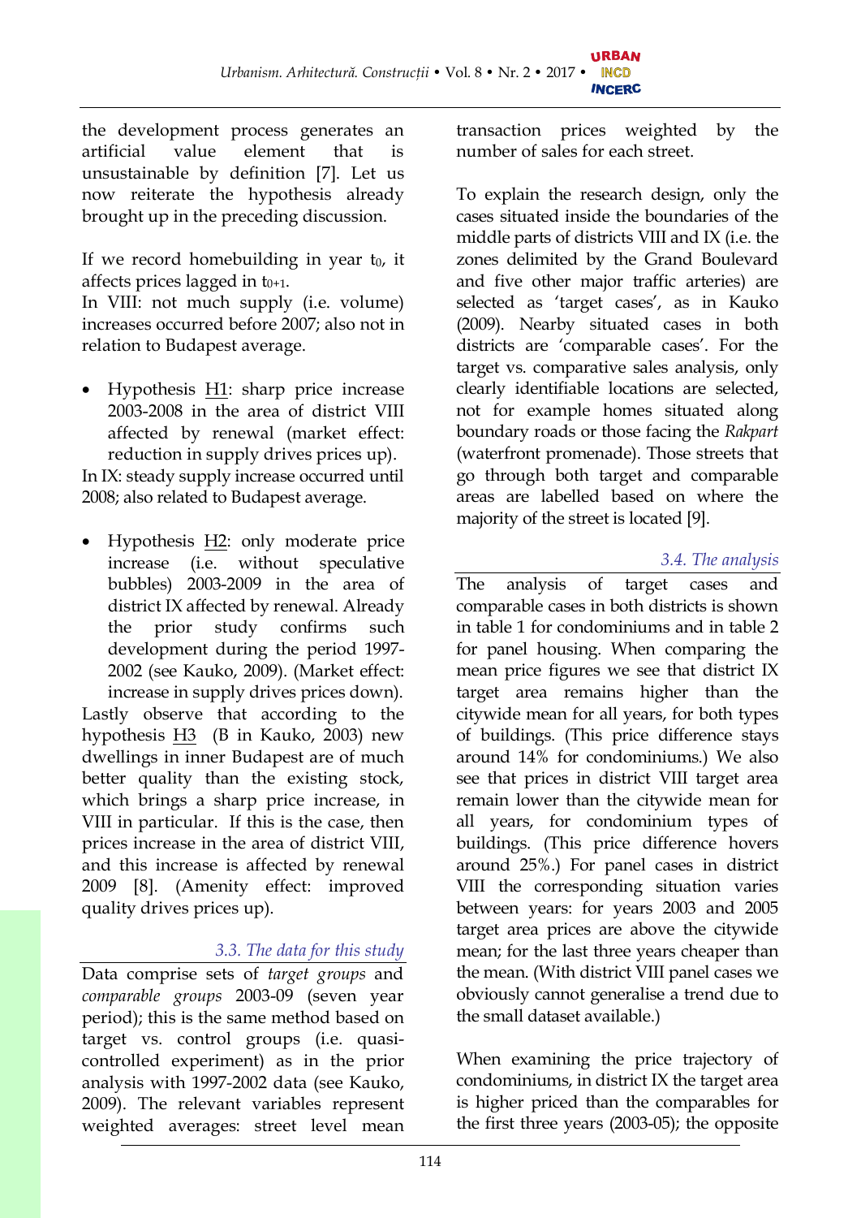the development process generates an artificial value element that is unsustainable by definition [7]. Let us now reiterate the hypothesis already brought up in the preceding discussion.

If we record homebuilding in year $t_0$, it affects prices lagged in $t_{0+1}$.
In VIII: not much supply (i.e. volume) increases occurred before 2007; also not in relation to Budapest average.

- Hypothesis H1: sharp price increase 2003-2008 in the area of district VIII affected by renewal (market effect: reduction in supply drives prices up).

In IX: steady supply increase occurred until 2008; also related to Budapest average.

- Hypothesis H2: only moderate price increase (i.e. without speculative bubbles) 2003-2009 in the area of district IX affected by renewal. Already the prior study confirms such development during the period 1997-2002 (see Kauko, 2009). (Market effect: increase in supply drives prices down).

Lastly observe that according to the hypothesis H3 (B in Kauko, 2003) new dwellings in inner Budapest are of much better quality than the existing stock, which brings a sharp price increase, in VIII in particular. If this is the case, then prices increase in the area of district VIII, and this increase is affected by renewal 2009 [8]. (Amenity effect: improved quality drives prices up).

### *3.3. The data for this study*

Data comprise sets of *target groups* and *comparable groups* 2003-09 (seven year period); this is the same method based on target vs. control groups (i.e. quasi-controlled experiment) as in the prior analysis with 1997-2002 data (see Kauko, 2009). The relevant variables represent weighted averages: street level mean transaction prices weighted by the number of sales for each street.

To explain the research design, only the cases situated inside the boundaries of the middle parts of districts VIII and IX (i.e. the zones delimited by the Grand Boulevard and five other major traffic arteries) are selected as 'target cases', as in Kauko (2009). Nearby situated cases in both districts are 'comparable cases'. For the target vs. comparative sales analysis, only clearly identifiable locations are selected, not for example homes situated along boundary roads or those facing the *Rakpart* (waterfront promenade). Those streets that go through both target and comparable areas are labelled based on where the majority of the street is located [9].

### *3.4. The analysis*

The analysis of target cases and comparable cases in both districts is shown in table 1 for condominiums and in table 2 for panel housing. When comparing the mean price figures we see that district IX target area remains higher than the citywide mean for all years, for both types of buildings. (This price difference stays around 14% for condominiums.) We also see that prices in district VIII target area remain lower than the citywide mean for all years, for condominium types of buildings. (This price difference hovers around 25%.) For panel cases in district VIII the corresponding situation varies between years: for years 2003 and 2005 target area prices are above the citywide mean; for the last three years cheaper than the mean. (With district VIII panel cases we obviously cannot generalise a trend due to the small dataset available.)

When examining the price trajectory of condominiums, in district IX the target area is higher priced than the comparables for the first three years (2003-05); the opposite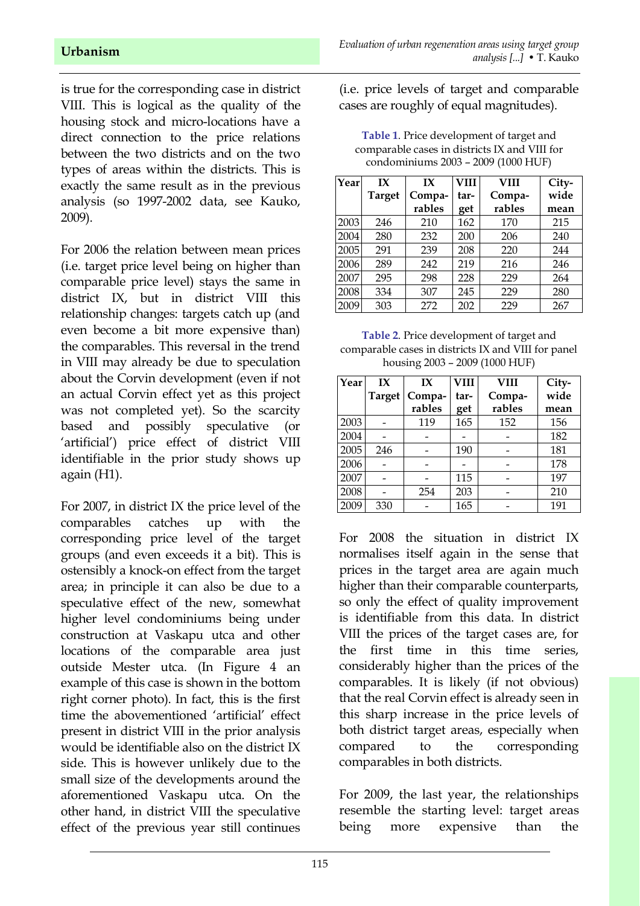is true for the corresponding case in district VIII. This is logical as the quality of the housing stock and micro-locations have a direct connection to the price relations between the two districts and on the two types of areas within the districts. This is exactly the same result as in the previous analysis (so 1997-2002 data, see Kauko, 2009).

For 2006 the relation between mean prices (i.e. target price level being on higher than comparable price level) stays the same in district IX, but in district VIII this relationship changes: targets catch up (and even become a bit more expensive than) the comparables. This reversal in the trend in VIII may already be due to speculation about the Corvin development (even if not an actual Corvin effect yet as this project was not completed yet). So the scarcity based and possibly speculative (or 'artificial') price effect of district VIII identifiable in the prior study shows up again (H1).

For 2007, in district IX the price level of the comparables catches up with the corresponding price level of the target groups (and even exceeds it a bit). This is ostensibly a knock-on effect from the target area; in principle it can also be due to a speculative effect of the new, somewhat higher level condominiums being under construction at Vaskapu utca and other locations of the comparable area just outside Mester utca. (In Figure 4 an example of this case is shown in the bottom right corner photo). In fact, this is the first time the abovementioned 'artificial' effect present in district VIII in the prior analysis would be identifiable also on the district IX side. This is however unlikely due to the small size of the developments around the aforementioned Vaskapu utca. On the other hand, in district VIII the speculative effect of the previous year still continues (i.e. price levels of target and comparable cases are roughly of equal magnitudes).

**Table 1**. Price development of target and comparable cases in districts IX and VIII for condominiums 2003 – 2009 (1000 HUF)

| Year | IX Target | IX Compa-rables | VIII tar-get | VIII Compa-rables | City-wide mean |
|---|---|---|---|---|---|
| 2003 | 246 | 210 | 162 | 170 | 215 |
| 2004 | 280 | 232 | 200 | 206 | 240 |
| 2005 | 291 | 239 | 208 | 220 | 244 |
| 2006 | 289 | 242 | 219 | 216 | 246 |
| 2007 | 295 | 298 | 228 | 229 | 264 |
| 2008 | 334 | 307 | 245 | 229 | 280 |
| 2009 | 303 | 272 | 202 | 229 | 267 |

**Table 2**. Price development of target and comparable cases in districts IX and VIII for panel housing 2003 – 2009 (1000 HUF)

| Year | IX Target | IX Compa-rables | VIII tar-get | VIII Compa-rables | City-wide mean |
|---|---|---|---|---|---|
| 2003 | - | 119 | 165 | 152 | 156 |
| 2004 | - | - | - | - | 182 |
| 2005 | 246 | - | 190 | - | 181 |
| 2006 | - | - | - | - | 178 |
| 2007 | - | - | 115 | - | 197 |
| 2008 | - | 254 | 203 | - | 210 |
| 2009 | 330 | - | 165 | - | 191 |

For 2008 the situation in district IX normalises itself again in the sense that prices in the target area are again much higher than their comparable counterparts, so only the effect of quality improvement is identifiable from this data. In district VIII the prices of the target cases are, for the first time in this time series, considerably higher than the prices of the comparables. It is likely (if not obvious) that the real Corvin effect is already seen in this sharp increase in the price levels of both district target areas, especially when compared to the corresponding comparables in both districts.

For 2009, the last year, the relationships resemble the starting level: target areas being more expensive than the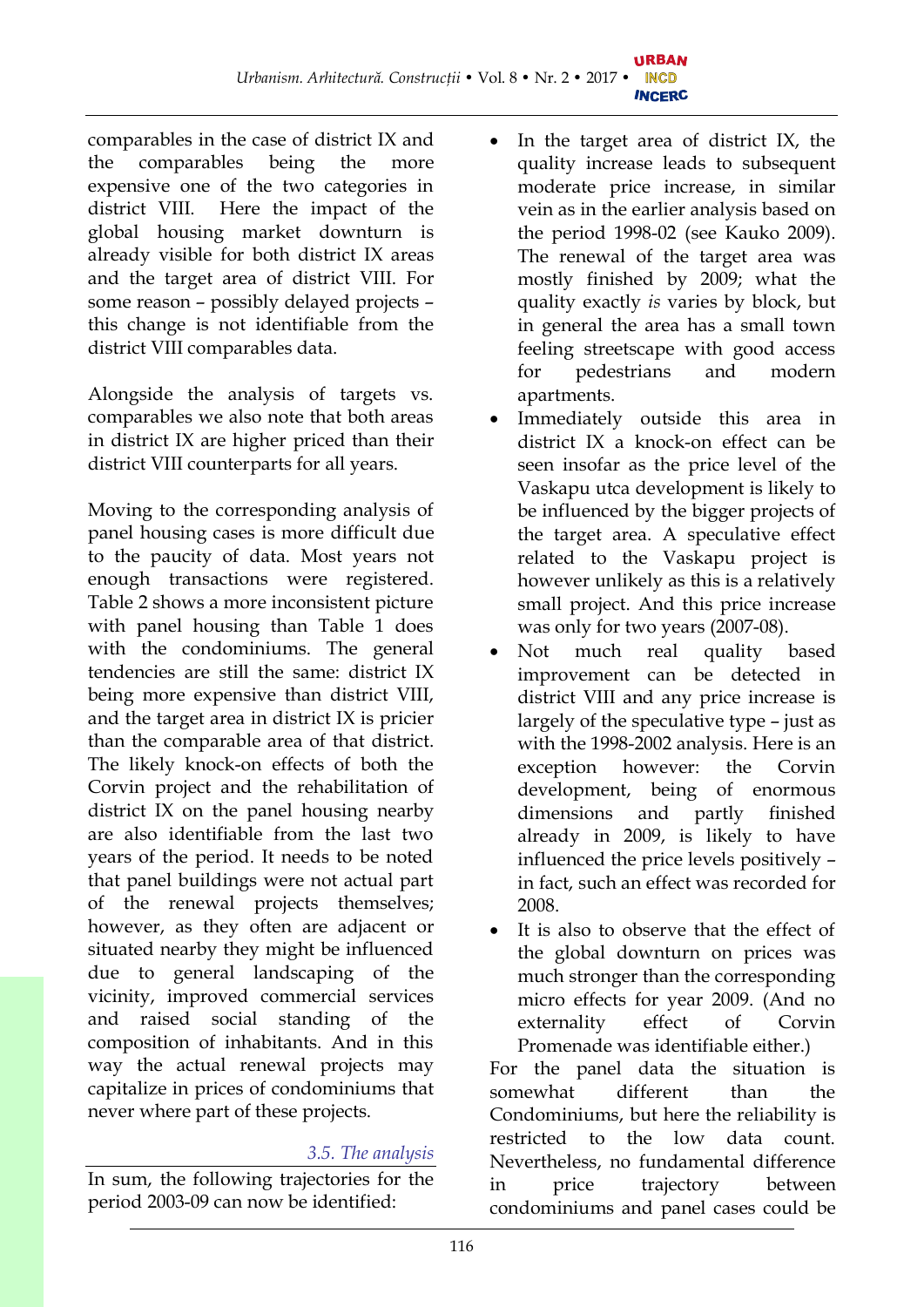comparables in the case of district IX and the comparables being the more expensive one of the two categories in district VIII. Here the impact of the global housing market downturn is already visible for both district IX areas and the target area of district VIII. For some reason – possibly delayed projects – this change is not identifiable from the district VIII comparables data.

Alongside the analysis of targets vs. comparables we also note that both areas in district IX are higher priced than their district VIII counterparts for all years.

Moving to the corresponding analysis of panel housing cases is more difficult due to the paucity of data. Most years not enough transactions were registered. Table 2 shows a more inconsistent picture with panel housing than Table 1 does with the condominiums. The general tendencies are still the same: district IX being more expensive than district VIII, and the target area in district IX is pricier than the comparable area of that district. The likely knock-on effects of both the Corvin project and the rehabilitation of district IX on the panel housing nearby are also identifiable from the last two years of the period. It needs to be noted that panel buildings were not actual part of the renewal projects themselves; however, as they often are adjacent or situated nearby they might be influenced due to general landscaping of the vicinity, improved commercial services and raised social standing of the composition of inhabitants. And in this way the actual renewal projects may capitalize in prices of condominiums that never where part of these projects.

### *3.5. The analysis*

In sum, the following trajectories for the period 2003-09 can now be identified:

- In the target area of district IX, the quality increase leads to subsequent moderate price increase, in similar vein as in the earlier analysis based on the period 1998-02 (see Kauko 2009). The renewal of the target area was mostly finished by 2009; what the quality exactly *is* varies by block, but in general the area has a small town feeling streetscape with good access for pedestrians and modern apartments.
- Immediately outside this area in district IX a knock-on effect can be seen insofar as the price level of the Vaskapu utca development is likely to be influenced by the bigger projects of the target area. A speculative effect related to the Vaskapu project is however unlikely as this is a relatively small project. And this price increase was only for two years (2007-08).
- Not much real quality based improvement can be detected in district VIII and any price increase is largely of the speculative type – just as with the 1998-2002 analysis. Here is an exception however: the Corvin development, being of enormous dimensions and partly finished already in 2009, is likely to have influenced the price levels positively – in fact, such an effect was recorded for 2008.
- It is also to observe that the effect of the global downturn on prices was much stronger than the corresponding micro effects for year 2009. (And no externality effect of Corvin Promenade was identifiable either.)

For the panel data the situation is somewhat different than the Condominiums, but here the reliability is restricted to the low data count. Nevertheless, no fundamental difference in price trajectory between condominiums and panel cases could be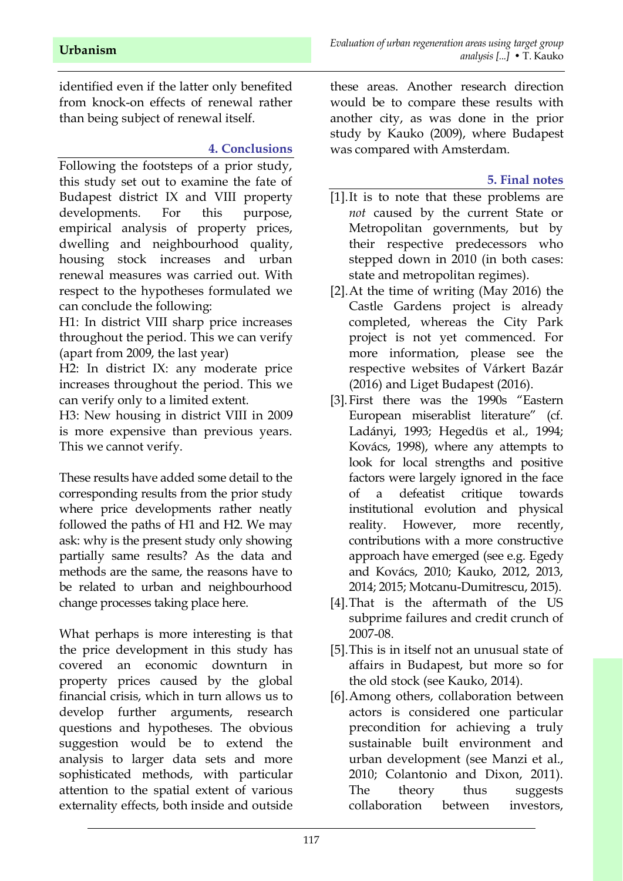identified even if the latter only benefited from knock-on effects of renewal rather than being subject of renewal itself.

## 4. Conclusions

Following the footsteps of a prior study, this study set out to examine the fate of Budapest district IX and VIII property developments. For this purpose, empirical analysis of property prices, dwelling and neighbourhood quality, housing stock increases and urban renewal measures was carried out. With respect to the hypotheses formulated we can conclude the following:

H1: In district VIII sharp price increases throughout the period. This we can verify (apart from 2009, the last year)

H2: In district IX: any moderate price increases throughout the period. This we can verify only to a limited extent.

H3: New housing in district VIII in 2009 is more expensive than previous years. This we cannot verify.

These results have added some detail to the corresponding results from the prior study where price developments rather neatly followed the paths of H1 and H2. We may ask: why is the present study only showing partially same results? As the data and methods are the same, the reasons have to be related to urban and neighbourhood change processes taking place here.

What perhaps is more interesting is that the price development in this study has covered an economic downturn in property prices caused by the global financial crisis, which in turn allows us to develop further arguments, research questions and hypotheses. The obvious suggestion would be to extend the analysis to larger data sets and more sophisticated methods, with particular attention to the spatial extent of various externality effects, both inside and outside these areas. Another research direction would be to compare these results with another city, as was done in the prior study by Kauko (2009), where Budapest was compared with Amsterdam.

## 5. Final notes

[1]. It is to note that these problems are *not* caused by the current State or Metropolitan governments, but by their respective predecessors who stepped down in 2010 (in both cases: state and metropolitan regimes).

[2]. At the time of writing (May 2016) the Castle Gardens project is already completed, whereas the City Park project is not yet commenced. For more information, please see the respective websites of Várkert Bazár (2016) and Liget Budapest (2016).

[3]. First there was the 1990s "Eastern European miserablist literature" (cf. Ladányi, 1993; Hegedüs et al., 1994; Kovács, 1998), where any attempts to look for local strengths and positive factors were largely ignored in the face of a defeatist critique towards institutional evolution and physical reality. However, more recently, contributions with a more constructive approach have emerged (see e.g. Egedy and Kovács, 2010; Kauko, 2012, 2013, 2014; 2015; Motcanu-Dumitrescu, 2015).

[4]. That is the aftermath of the US subprime failures and credit crunch of 2007-08.

[5]. This is in itself not an unusual state of affairs in Budapest, but more so for the old stock (see Kauko, 2014).

[6]. Among others, collaboration between actors is considered one particular precondition for achieving a truly sustainable built environment and urban development (see Manzi et al., 2010; Colantonio and Dixon, 2011). The theory thus suggests collaboration between investors,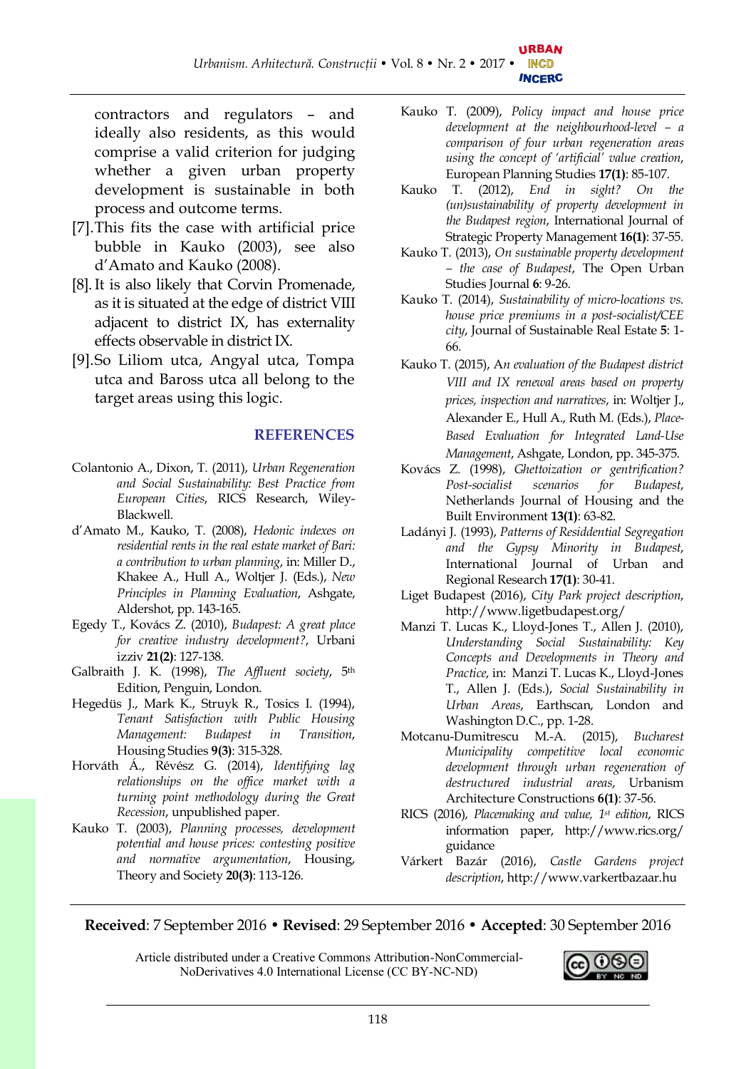contractors and regulators – and ideally also residents, as this would comprise a valid criterion for judging whether a given urban property development is sustainable in both process and outcome terms.

[7]. This fits the case with artificial price bubble in Kauko (2003), see also d'Amato and Kauko (2008).

[8]. It is also likely that Corvin Promenade, as it is situated at the edge of district VIII adjacent to district IX, has externality effects observable in district IX.

[9]. So Liliom utca, Angyal utca, Tompa utca and Baross utca all belong to the target areas using this logic.

## REFERENCES

Colantonio A., Dixon, T. (2011), *Urban Regeneration and Social Sustainability: Best Practice from European Cities*, RICS Research, Wiley-Blackwell.

d'Amato M., Kauko, T. (2008), *Hedonic indexes on residential rents in the real estate market of Bari: a contribution to urban planning*, in: Miller D., Khakee A., Hull A., Woltjer J. (Eds.), *New Principles in Planning Evaluation*, Ashgate, Aldershot, pp. 143-165.

Egedy T., Kovács Z. (2010), *Budapest: A great place for creative industry development?*, Urbani izziv **21(2)**: 127-138.

Galbraith J. K. (1998), *The Affluent society*, 5th Edition, Penguin, London.

Hegedüs J., Mark K., Struyk R., Tosics I. (1994), *Tenant Satisfaction with Public Housing Management: Budapest in Transition*, Housing Studies **9(3)**: 315-328.

Horváth Á., Révész G. (2014), *Identifying lag relationships on the office market with a turning point methodology during the Great Recession*, unpublished paper.

Kauko T. (2003), *Planning processes, development potential and house prices: contesting positive and normative argumentation*, Housing, Theory and Society **20(3)**: 113-126.

Kauko T. (2009), *Policy impact and house price development at the neighbourhood-level – a comparison of four urban regeneration areas using the concept of 'artificial' value creation*, European Planning Studies **17(1)**: 85-107.

Kauko T. (2012), *End in sight? On the (un)sustainability of property development in the Budapest region*, International Journal of Strategic Property Management **16(1)**: 37-55.

Kauko T. (2013), *On sustainable property development – the case of Budapest*, The Open Urban Studies Journal **6**: 9-26.

Kauko T. (2014), *Sustainability of micro-locations vs. house price premiums in a post-socialist/CEE city*, Journal of Sustainable Real Estate **5**: 1-66.

Kauko T. (2015), A*n evaluation of the Budapest district VIII and IX renewal areas based on property prices, inspection and narratives*, in: Woltjer J., Alexander E., Hull A., Ruth M. (Eds.), *Place-Based Evaluation for Integrated Land-Use Management*, Ashgate, London, pp. 345-375.

Kovács Z. (1998), *Ghettoization or gentrification? Post-socialist scenarios for Budapest*, Netherlands Journal of Housing and the Built Environment **13(1)**: 63-82.

Ladányi J. (1993), *Patterns of Residdential Segregation and the Gypsy Minority in Budapest*, International Journal of Urban and Regional Research **17(1)**: 30-41.

Liget Budapest (2016), *City Park project description*, http://www.ligetbudapest.org/

Manzi T. Lucas K., Lloyd-Jones T., Allen J. (2010), *Understanding Social Sustainability: Key Concepts and Developments in Theory and Practice*, in: Manzi T. Lucas K., Lloyd-Jones T., Allen J. (Eds.), *Social Sustainability in Urban Areas*, Earthscan, London and Washington D.C., pp. 1-28.

Motcanu-Dumitrescu M.-A. (2015), *Bucharest Municipality competitive local economic development through urban regeneration of destructured industrial areas*, Urbanism Architecture Constructions **6(1)**: 37-56.

RICS (2016), *Placemaking and value, 1st edition*, RICS information paper, http://www.rics.org/ guidance

Várkert Bazár (2016), *Castle Gardens project description*, http://www.varkertbazaar.hu

**Received**: 7 September 2016 • **Revised**: 29 September 2016 • **Accepted**: 30 September 2016

Article distributed under a Creative Commons Attribution-NonCommercial-NoDerivatives 4.0 International License (CC BY-NC-ND)